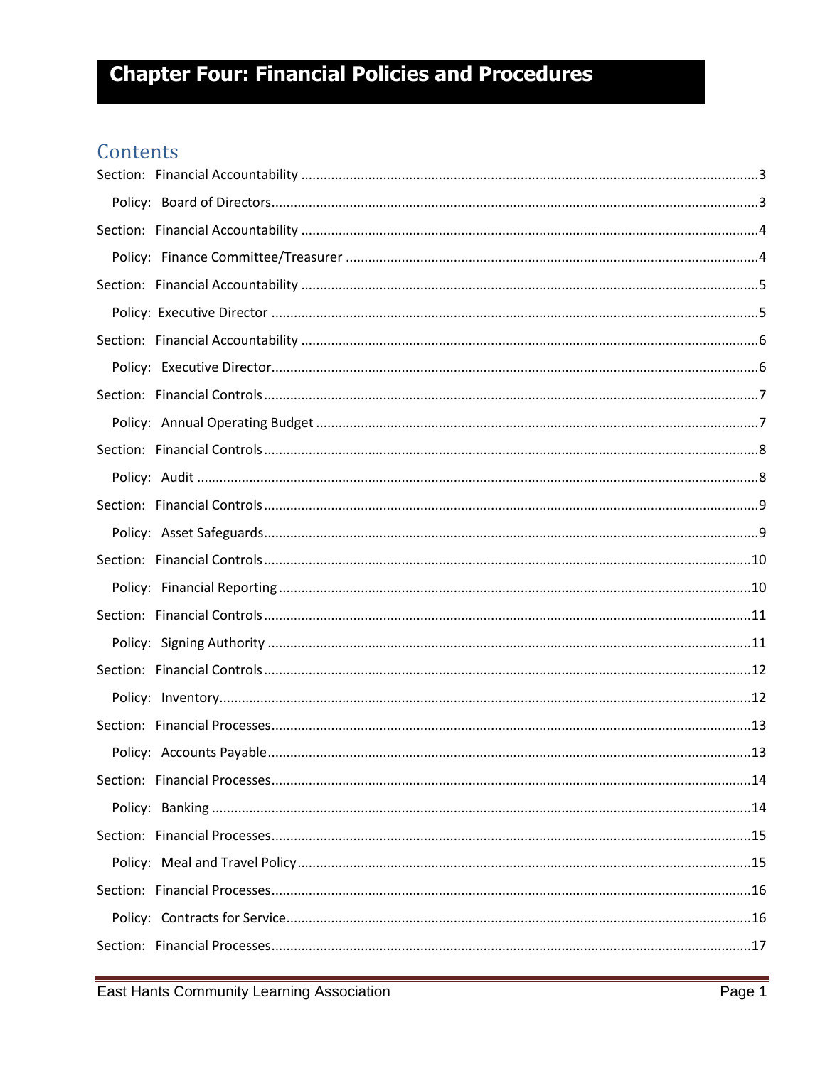# Chapter Four: Financial Policies and Procedures

## Contents

Section: Financial Accountability ....................................................................................................3

Policy: Board of Directors....................................................................................................3

Section: Financial Accountability ....................................................................................................4

Policy: Finance Committee/Treasurer ....................................................................................................4

Section: Financial Accountability ....................................................................................................5

Policy: Executive Director ....................................................................................................5

Section: Financial Accountability ....................................................................................................6

Policy: Executive Director....................................................................................................6

Section: Financial Controls....................................................................................................7

Policy: Annual Operating Budget ....................................................................................................7

Section: Financial Controls....................................................................................................8

Policy: Audit ....................................................................................................8

Section: Financial Controls....................................................................................................9

Policy: Asset Safeguards....................................................................................................9

Section: Financial Controls....................................................................................................10

Policy: Financial Reporting ....................................................................................................10

Section: Financial Controls....................................................................................................11

Policy: Signing Authority ....................................................................................................11

Section: Financial Controls....................................................................................................12

Policy: Inventory....................................................................................................12

Section: Financial Processes....................................................................................................13

Policy: Accounts Payable....................................................................................................13

Section: Financial Processes....................................................................................................14

Policy: Banking ....................................................................................................14

Section: Financial Processes....................................................................................................15

Policy: Meal and Travel Policy....................................................................................................15

Section: Financial Processes....................................................................................................16

Policy: Contracts for Service....................................................................................................16

Section: Financial Processes....................................................................................................17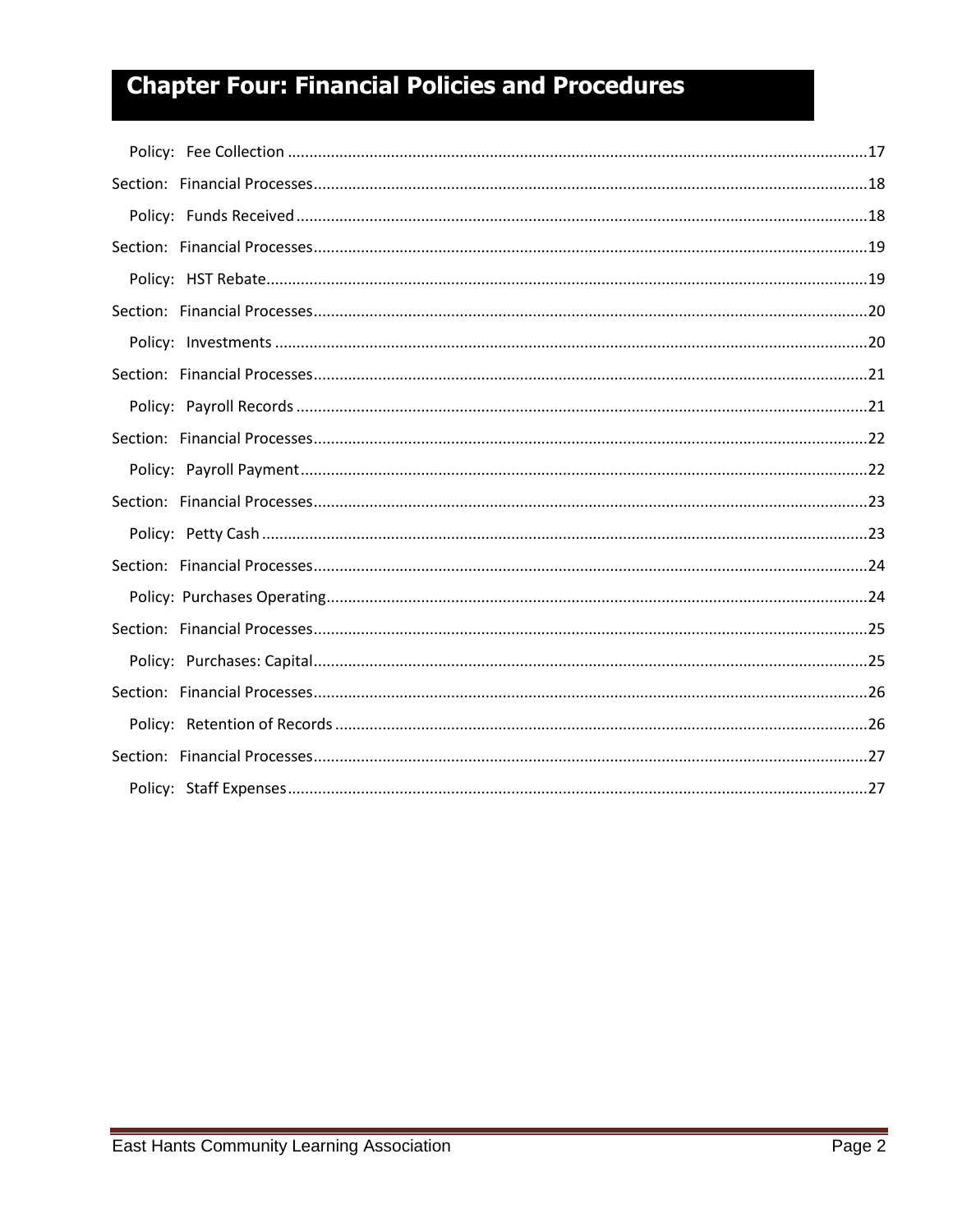# Chapter Four: Financial Policies and Procedures

Policy: Fee Collection ........................................................................................................................17

Section: Financial Processes..................................................................................................................18

Policy: Funds Received........................................................................................................................18

Section: Financial Processes..................................................................................................................19

Policy: HST Rebate..............................................................................................................................19

Section: Financial Processes..................................................................................................................20

Policy: Investments .............................................................................................................................20

Section: Financial Processes..................................................................................................................21

Policy: Payroll Records ........................................................................................................................21

Section: Financial Processes..................................................................................................................22

Policy: Payroll Payment.......................................................................................................................22

Section: Financial Processes..................................................................................................................23

Policy: Petty Cash ...............................................................................................................................23

Section: Financial Processes..................................................................................................................24

Policy: Purchases Operating.................................................................................................................24

Section: Financial Processes..................................................................................................................25

Policy: Purchases: Capital....................................................................................................................25

Section: Financial Processes..................................................................................................................26

Policy: Retention of Records ...............................................................................................................26

Section: Financial Processes..................................................................................................................27

Policy: Staff Expenses..........................................................................................................................27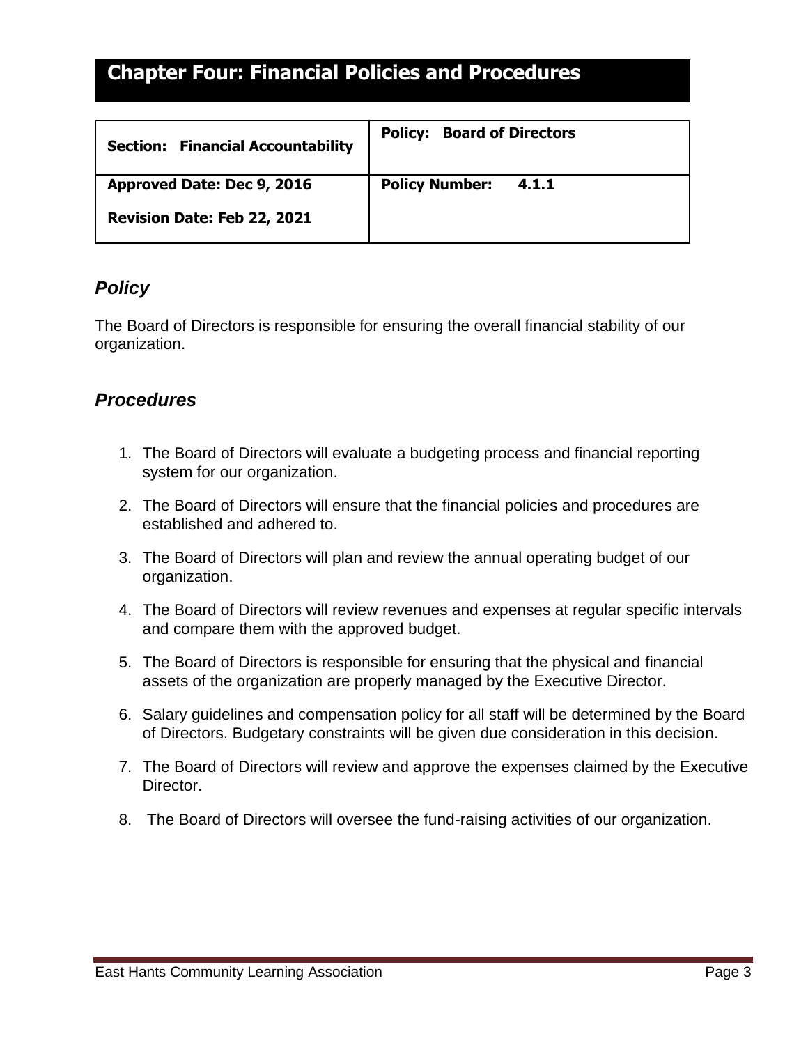# Chapter Four: Financial Policies and Procedures

| **Section: Financial Accountability** | **Policy: Board of Directors** |
|---|---|
| **Approved Date: Dec 9, 2016**<br>**Revision Date: Feb 22, 2021** | **Policy Number: 4.1.1** |

## *Policy*

The Board of Directors is responsible for ensuring the overall financial stability of our organization.

## *Procedures*

1. The Board of Directors will evaluate a budgeting process and financial reporting system for our organization.
2. The Board of Directors will ensure that the financial policies and procedures are established and adhered to.
3. The Board of Directors will plan and review the annual operating budget of our organization.
4. The Board of Directors will review revenues and expenses at regular specific intervals and compare them with the approved budget.
5. The Board of Directors is responsible for ensuring that the physical and financial assets of the organization are properly managed by the Executive Director.
6. Salary guidelines and compensation policy for all staff will be determined by the Board of Directors. Budgetary constraints will be given due consideration in this decision.
7. The Board of Directors will review and approve the expenses claimed by the Executive Director.
8. The Board of Directors will oversee the fund-raising activities of our organization.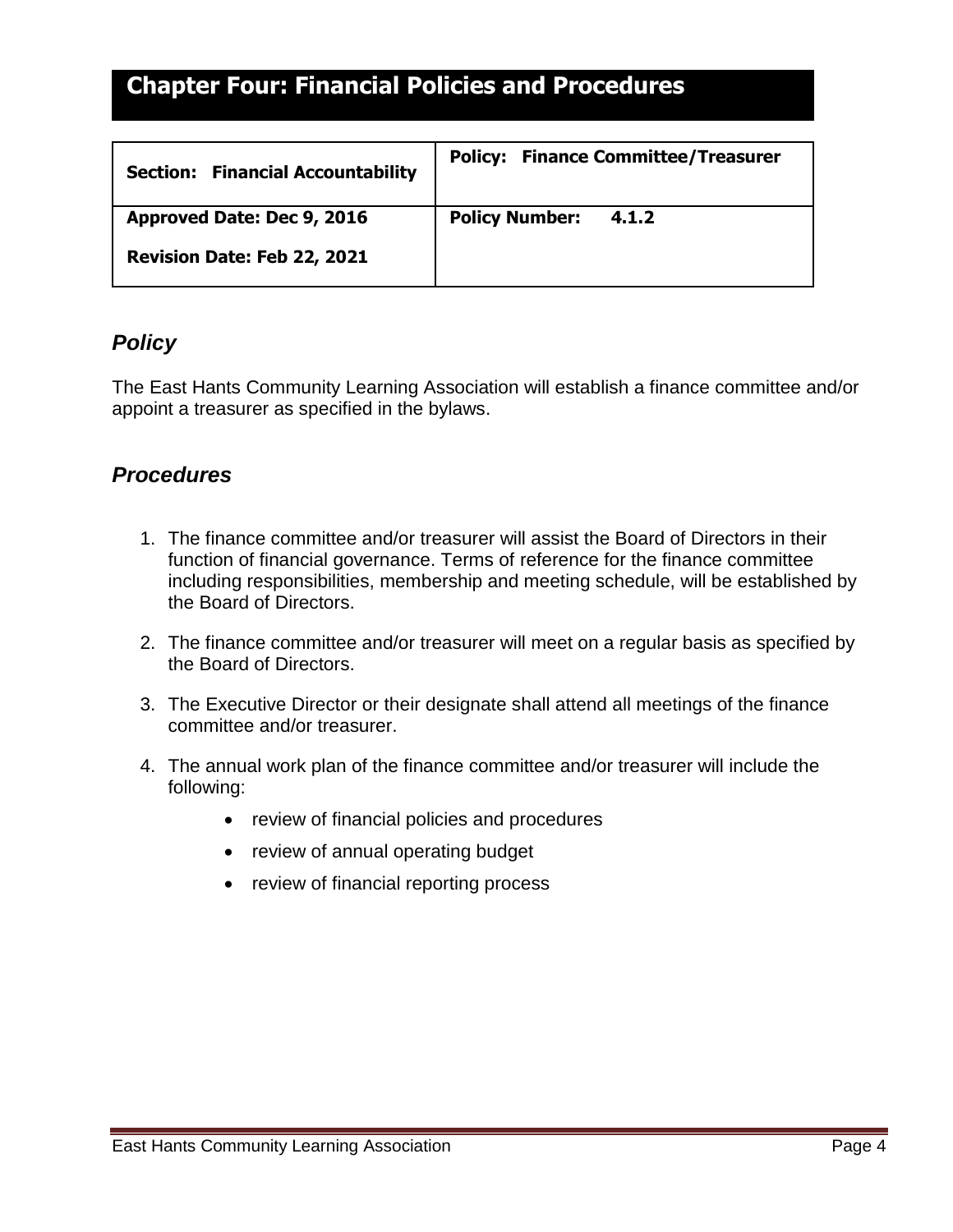# Chapter Four: Financial Policies and Procedures

| **Section: Financial Accountability** | **Policy: Finance Committee/Treasurer** |
|---|---|
| **Approved Date: Dec 9, 2016**<br>**Revision Date: Feb 22, 2021** | **Policy Number: 4.1.2** |

## *Policy*

The East Hants Community Learning Association will establish a finance committee and/or appoint a treasurer as specified in the bylaws.

## *Procedures*

1. The finance committee and/or treasurer will assist the Board of Directors in their function of financial governance. Terms of reference for the finance committee including responsibilities, membership and meeting schedule, will be established by the Board of Directors.

2. The finance committee and/or treasurer will meet on a regular basis as specified by the Board of Directors.

3. The Executive Director or their designate shall attend all meetings of the finance committee and/or treasurer.

4. The annual work plan of the finance committee and/or treasurer will include the following:

    - review of financial policies and procedures
    - review of annual operating budget
    - review of financial reporting process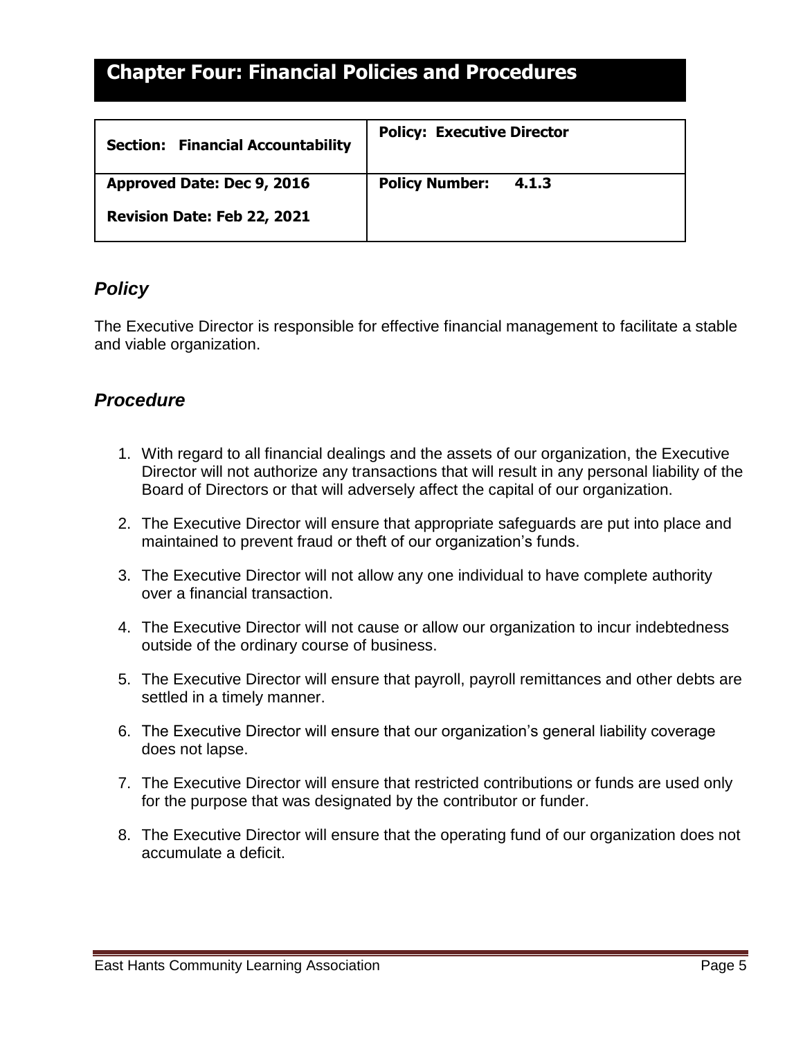# Chapter Four: Financial Policies and Procedures

| Section: Financial Accountability | Policy: Executive Director |
|---|---|
| Approved Date: Dec 9, 2016<br>Revision Date: Feb 22, 2021 | Policy Number: 4.1.3 |

## *Policy*

The Executive Director is responsible for effective financial management to facilitate a stable and viable organization.

## *Procedure*

1. With regard to all financial dealings and the assets of our organization, the Executive Director will not authorize any transactions that will result in any personal liability of the Board of Directors or that will adversely affect the capital of our organization.
2. The Executive Director will ensure that appropriate safeguards are put into place and maintained to prevent fraud or theft of our organization's funds.
3. The Executive Director will not allow any one individual to have complete authority over a financial transaction.
4. The Executive Director will not cause or allow our organization to incur indebtedness outside of the ordinary course of business.
5. The Executive Director will ensure that payroll, payroll remittances and other debts are settled in a timely manner.
6. The Executive Director will ensure that our organization's general liability coverage does not lapse.
7. The Executive Director will ensure that restricted contributions or funds are used only for the purpose that was designated by the contributor or funder.
8. The Executive Director will ensure that the operating fund of our organization does not accumulate a deficit.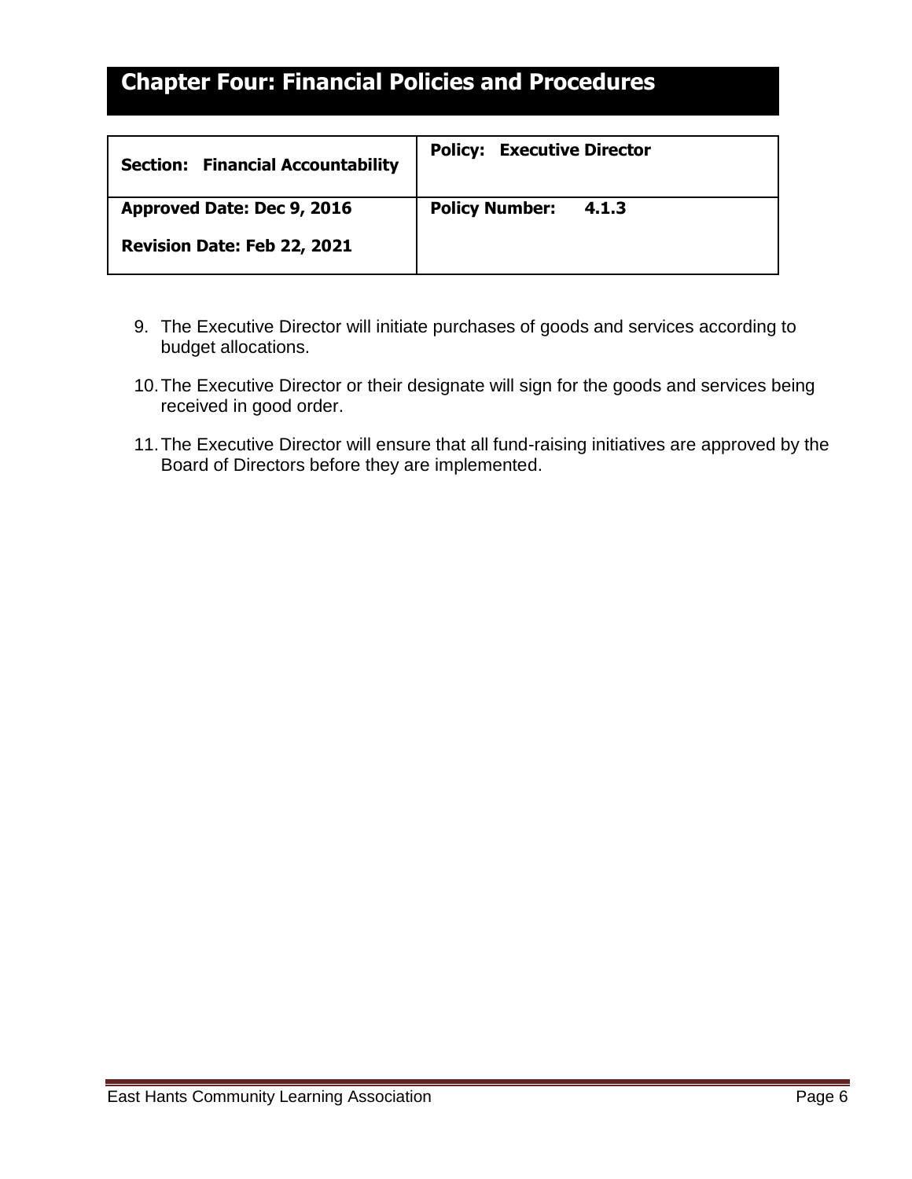# Chapter Four: Financial Policies and Procedures

| **Section: Financial Accountability** | **Policy: Executive Director** |
|---|---|
| **Approved Date: Dec 9, 2016**<br><br>**Revision Date: Feb 22, 2021** | **Policy Number: 4.1.3** |

9. The Executive Director will initiate purchases of goods and services according to budget allocations.
10. The Executive Director or their designate will sign for the goods and services being received in good order.
11. The Executive Director will ensure that all fund-raising initiatives are approved by the Board of Directors before they are implemented.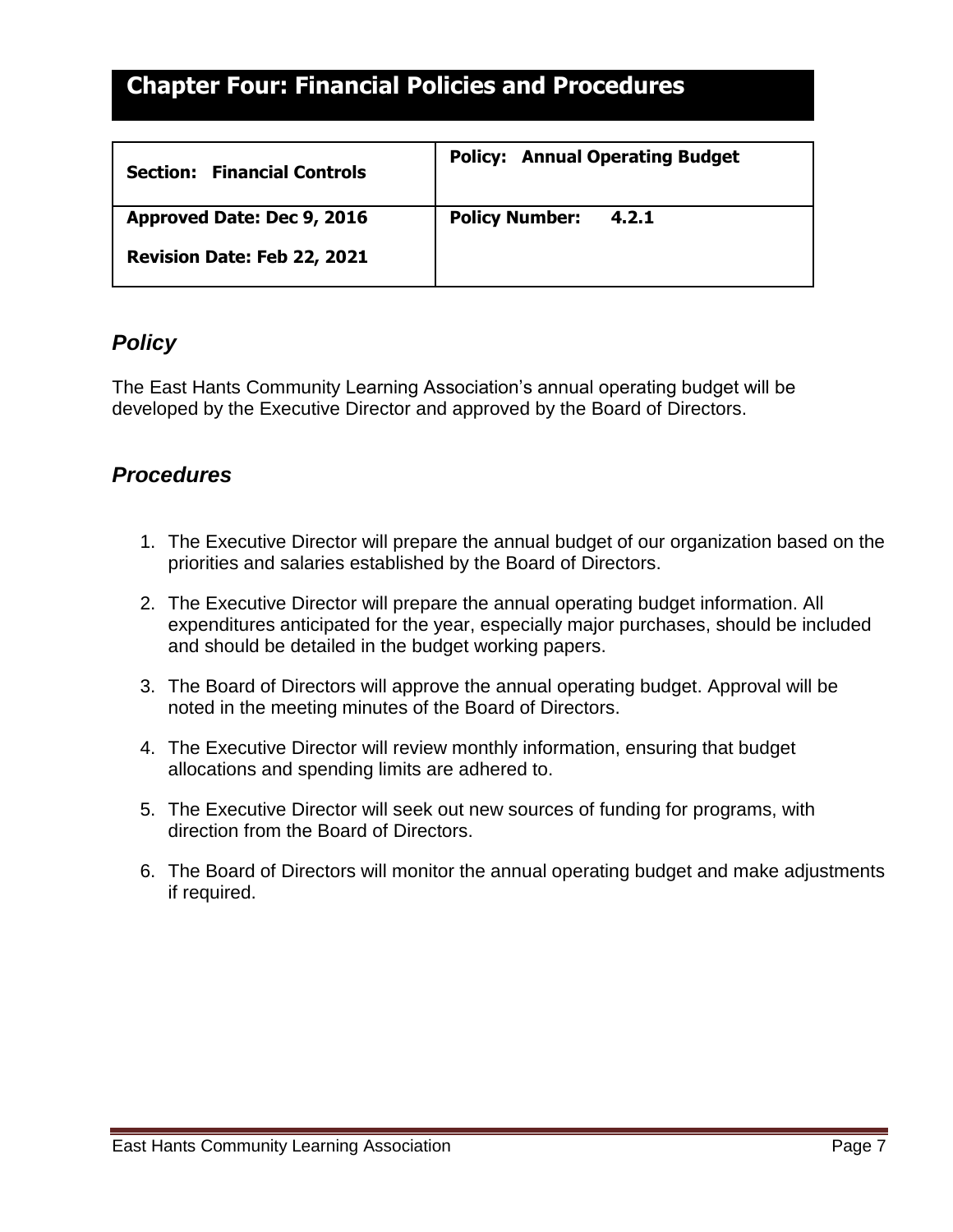# Chapter Four: Financial Policies and Procedures

| **Section: Financial Controls** | **Policy: Annual Operating Budget** |
| --- | --- |
| **Approved Date: Dec 9, 2016**<br>**Revision Date: Feb 22, 2021** | **Policy Number: 4.2.1** |

## *Policy*

The East Hants Community Learning Association's annual operating budget will be developed by the Executive Director and approved by the Board of Directors.

## *Procedures*

1. The Executive Director will prepare the annual budget of our organization based on the priorities and salaries established by the Board of Directors.
2. The Executive Director will prepare the annual operating budget information. All expenditures anticipated for the year, especially major purchases, should be included and should be detailed in the budget working papers.
3. The Board of Directors will approve the annual operating budget. Approval will be noted in the meeting minutes of the Board of Directors.
4. The Executive Director will review monthly information, ensuring that budget allocations and spending limits are adhered to.
5. The Executive Director will seek out new sources of funding for programs, with direction from the Board of Directors.
6. The Board of Directors will monitor the annual operating budget and make adjustments if required.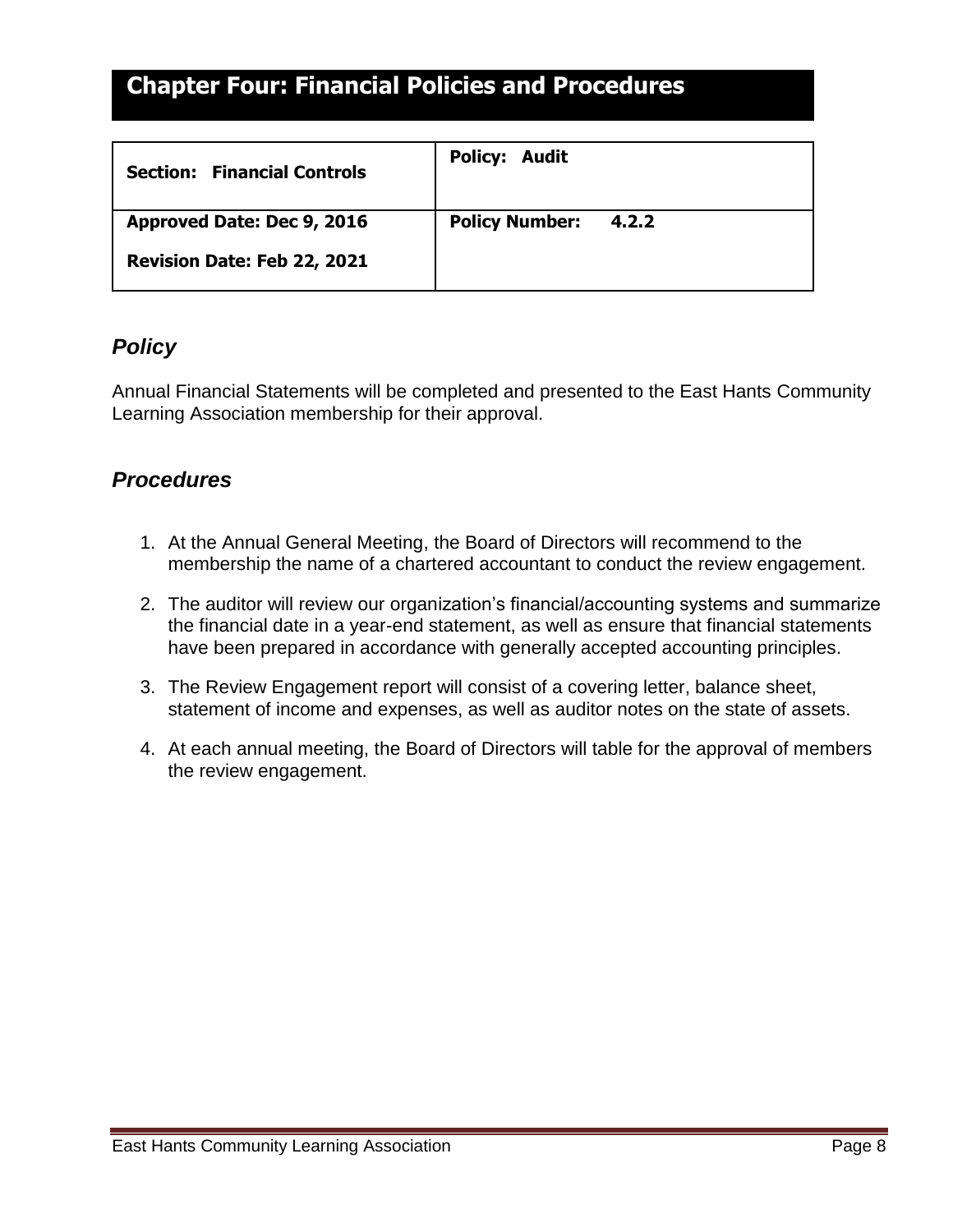# Chapter Four: Financial Policies and Procedures

| **Section: Financial Controls** | **Policy: Audit** |
| --- | --- |
| **Approved Date: Dec 9, 2016**<br>**Revision Date: Feb 22, 2021** | **Policy Number: 4.2.2** |

## *Policy*

Annual Financial Statements will be completed and presented to the East Hants Community Learning Association membership for their approval.

## *Procedures*

1. At the Annual General Meeting, the Board of Directors will recommend to the membership the name of a chartered accountant to conduct the review engagement.
2. The auditor will review our organization's financial/accounting systems and summarize the financial date in a year-end statement, as well as ensure that financial statements have been prepared in accordance with generally accepted accounting principles.
3. The Review Engagement report will consist of a covering letter, balance sheet, statement of income and expenses, as well as auditor notes on the state of assets.
4. At each annual meeting, the Board of Directors will table for the approval of members the review engagement.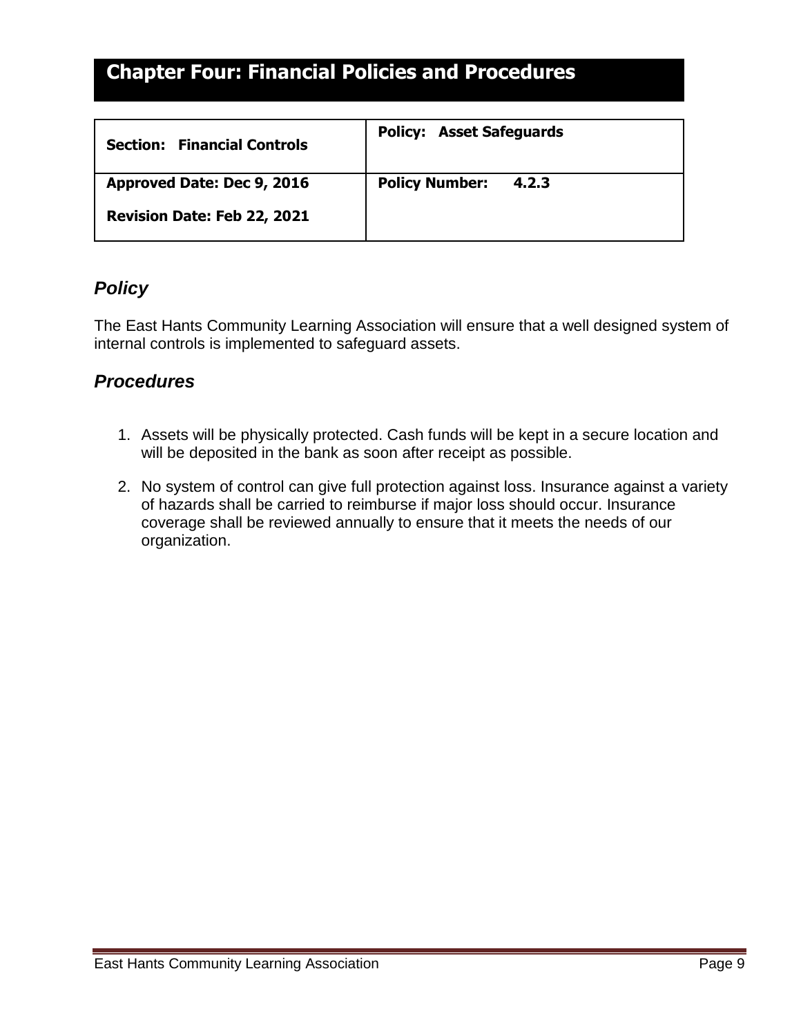# Chapter Four: Financial Policies and Procedures

| **Section: Financial Controls** | **Policy: Asset Safeguards** |
|---|---|
| **Approved Date: Dec 9, 2016**<br>**Revision Date: Feb 22, 2021** | **Policy Number: 4.2.3** |

## *Policy*

The East Hants Community Learning Association will ensure that a well designed system of internal controls is implemented to safeguard assets.

## *Procedures*

1. Assets will be physically protected. Cash funds will be kept in a secure location and will be deposited in the bank as soon after receipt as possible.
2. No system of control can give full protection against loss. Insurance against a variety of hazards shall be carried to reimburse if major loss should occur. Insurance coverage shall be reviewed annually to ensure that it meets the needs of our organization.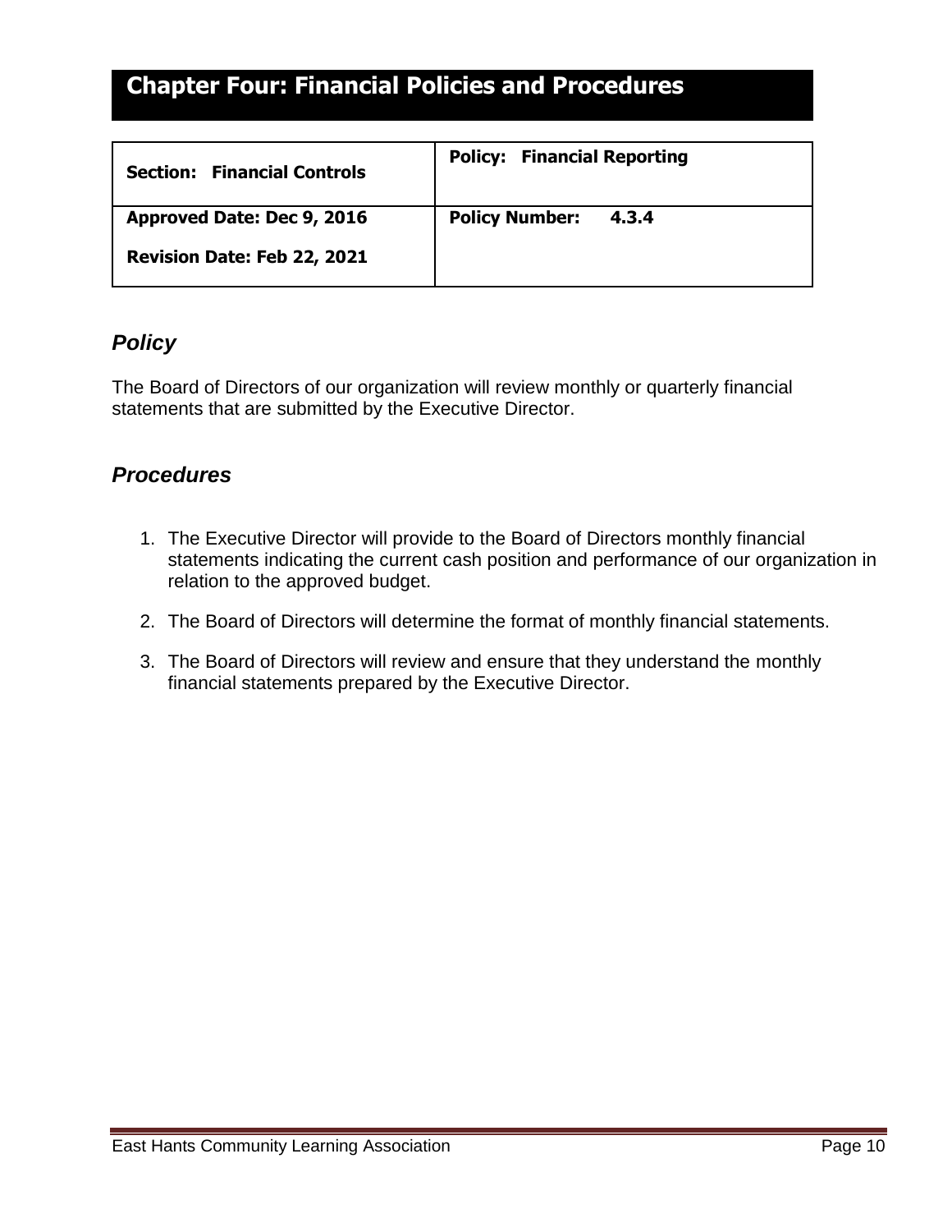# Chapter Four: Financial Policies and Procedures

| **Section: Financial Controls** | **Policy: Financial Reporting** |
| --- | --- |
| **Approved Date: Dec 9, 2016**<br>**Revision Date: Feb 22, 2021** | **Policy Number: 4.3.4** |

## *Policy*

The Board of Directors of our organization will review monthly or quarterly financial statements that are submitted by the Executive Director.

## *Procedures*

1. The Executive Director will provide to the Board of Directors monthly financial statements indicating the current cash position and performance of our organization in relation to the approved budget.
2. The Board of Directors will determine the format of monthly financial statements.
3. The Board of Directors will review and ensure that they understand the monthly financial statements prepared by the Executive Director.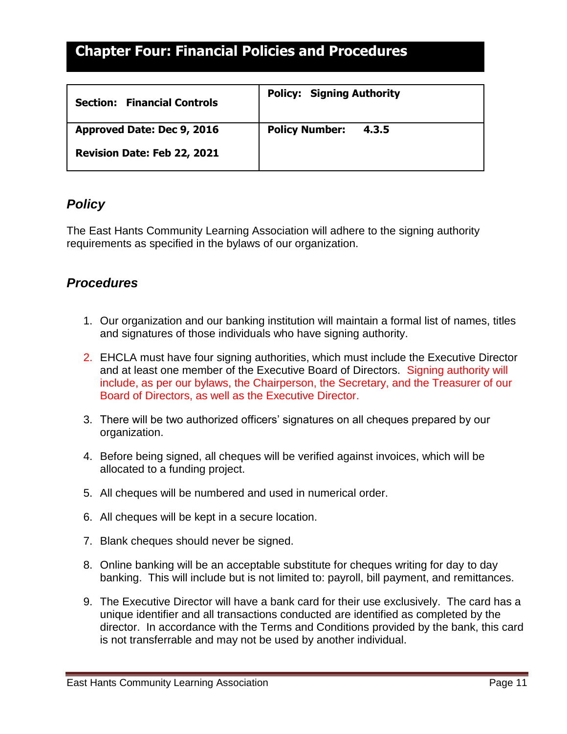# Chapter Four: Financial Policies and Procedures

| **Section: Financial Controls** | **Policy: Signing Authority** |
|---|---|
| **Approved Date: Dec 9, 2016**<br>**Revision Date: Feb 22, 2021** | **Policy Number: 4.3.5** |

## *Policy*

The East Hants Community Learning Association will adhere to the signing authority requirements as specified in the bylaws of our organization.

## *Procedures*

1. Our organization and our banking institution will maintain a formal list of names, titles and signatures of those individuals who have signing authority.

2. EHCLA must have four signing authorities, which must include the Executive Director and at least one member of the Executive Board of Directors. Signing authority will include, as per our bylaws, the Chairperson, the Secretary, and the Treasurer of our Board of Directors, as well as the Executive Director.

3. There will be two authorized officers' signatures on all cheques prepared by our organization.

4. Before being signed, all cheques will be verified against invoices, which will be allocated to a funding project.

5. All cheques will be numbered and used in numerical order.

6. All cheques will be kept in a secure location.

7. Blank cheques should never be signed.

8. Online banking will be an acceptable substitute for cheques writing for day to day banking. This will include but is not limited to: payroll, bill payment, and remittances.

9. The Executive Director will have a bank card for their use exclusively. The card has a unique identifier and all transactions conducted are identified as completed by the director. In accordance with the Terms and Conditions provided by the bank, this card is not transferrable and may not be used by another individual.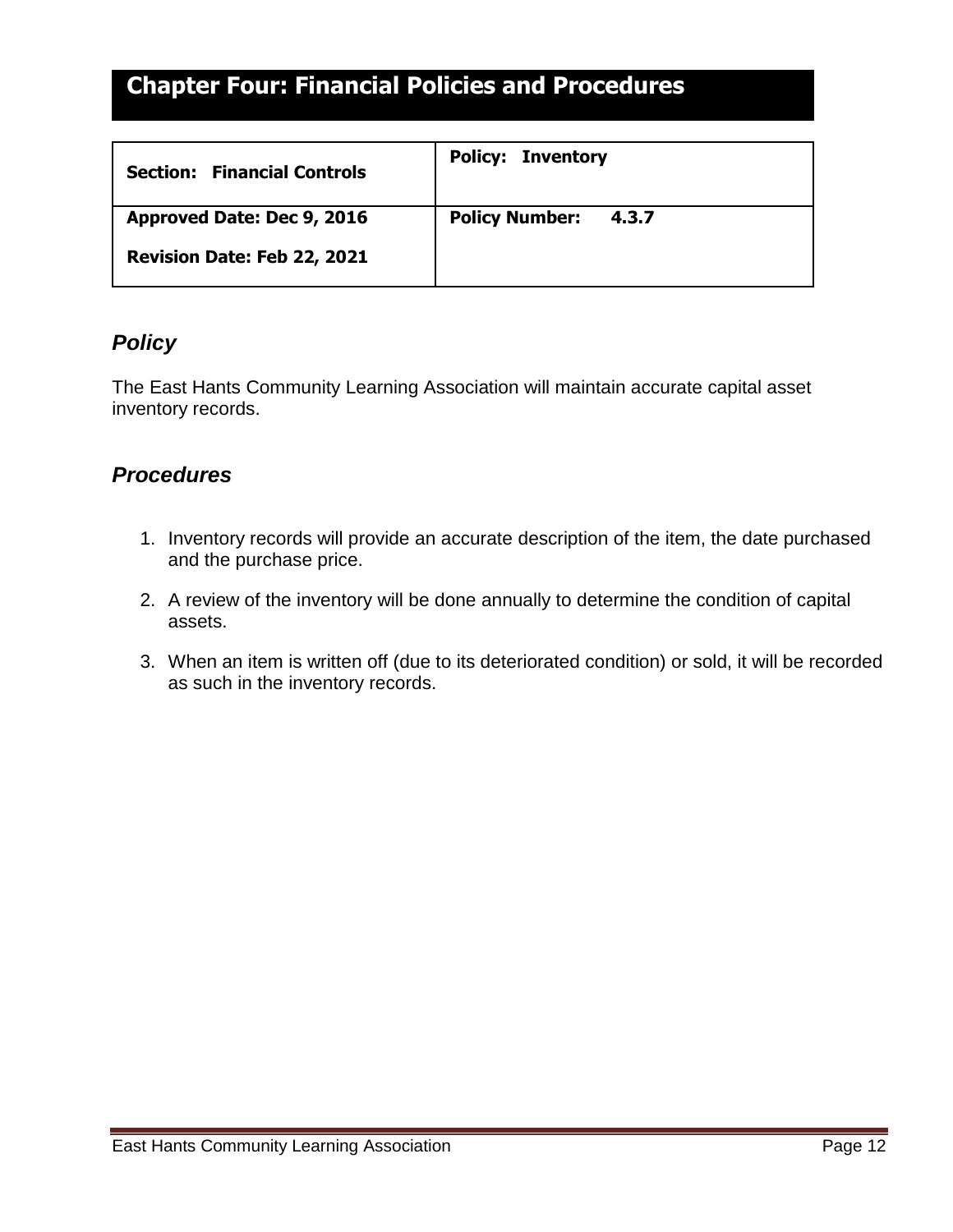# Chapter Four: Financial Policies and Procedures

| **Section: Financial Controls** | **Policy: Inventory** |
|---|---|
| **Approved Date: Dec 9, 2016**<br>**Revision Date: Feb 22, 2021** | **Policy Number: 4.3.7** |

## *Policy*

The East Hants Community Learning Association will maintain accurate capital asset inventory records.

## *Procedures*

1. Inventory records will provide an accurate description of the item, the date purchased and the purchase price.
2. A review of the inventory will be done annually to determine the condition of capital assets.
3. When an item is written off (due to its deteriorated condition) or sold, it will be recorded as such in the inventory records.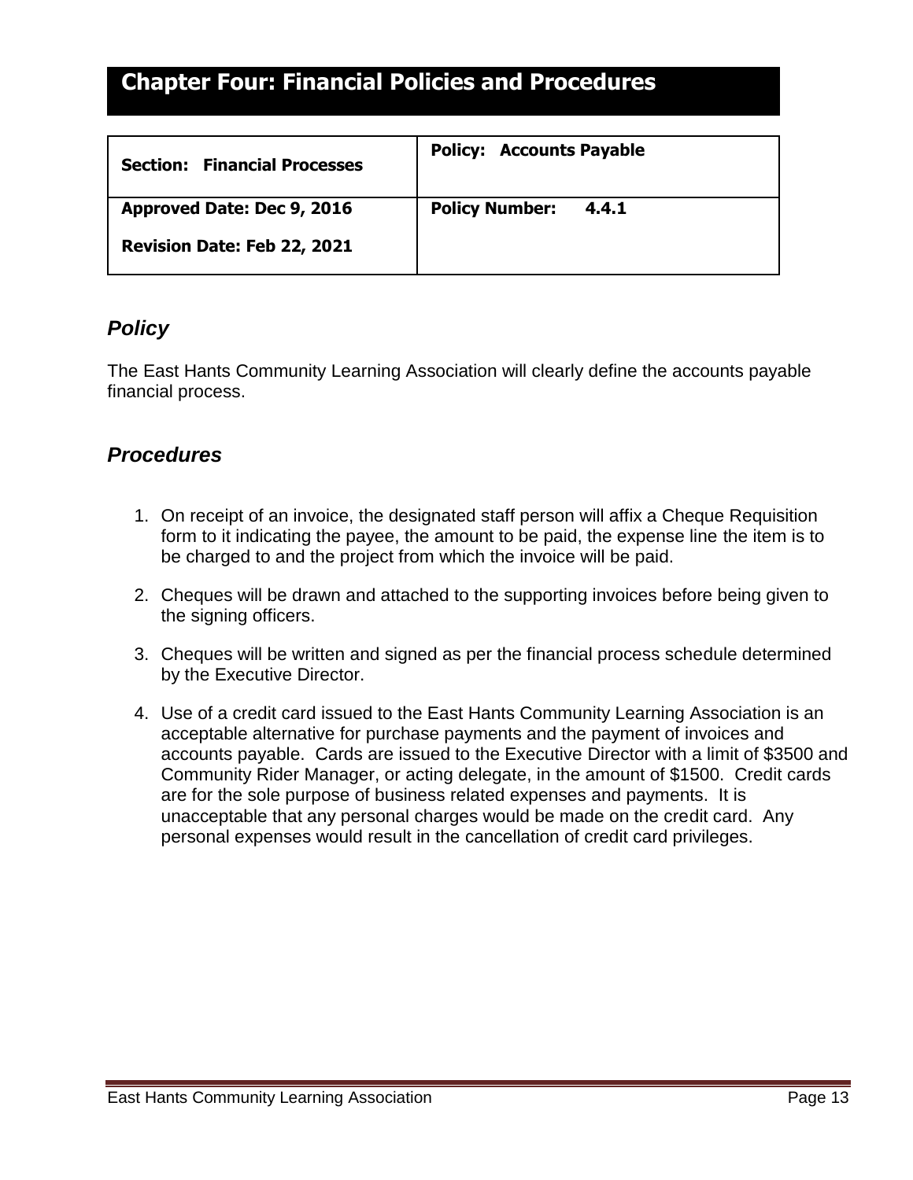# Chapter Four: Financial Policies and Procedures

| **Section: Financial Processes** | **Policy: Accounts Payable** |
|---|---|
| **Approved Date: Dec 9, 2016**<br>**Revision Date: Feb 22, 2021** | **Policy Number: 4.4.1** |

## *Policy*

The East Hants Community Learning Association will clearly define the accounts payable financial process.

## *Procedures*

1. On receipt of an invoice, the designated staff person will affix a Cheque Requisition form to it indicating the payee, the amount to be paid, the expense line the item is to be charged to and the project from which the invoice will be paid.

2. Cheques will be drawn and attached to the supporting invoices before being given to the signing officers.

3. Cheques will be written and signed as per the financial process schedule determined by the Executive Director.

4. Use of a credit card issued to the East Hants Community Learning Association is an acceptable alternative for purchase payments and the payment of invoices and accounts payable. Cards are issued to the Executive Director with a limit of $3500 and Community Rider Manager, or acting delegate, in the amount of $1500. Credit cards are for the sole purpose of business related expenses and payments. It is unacceptable that any personal charges would be made on the credit card. Any personal expenses would result in the cancellation of credit card privileges.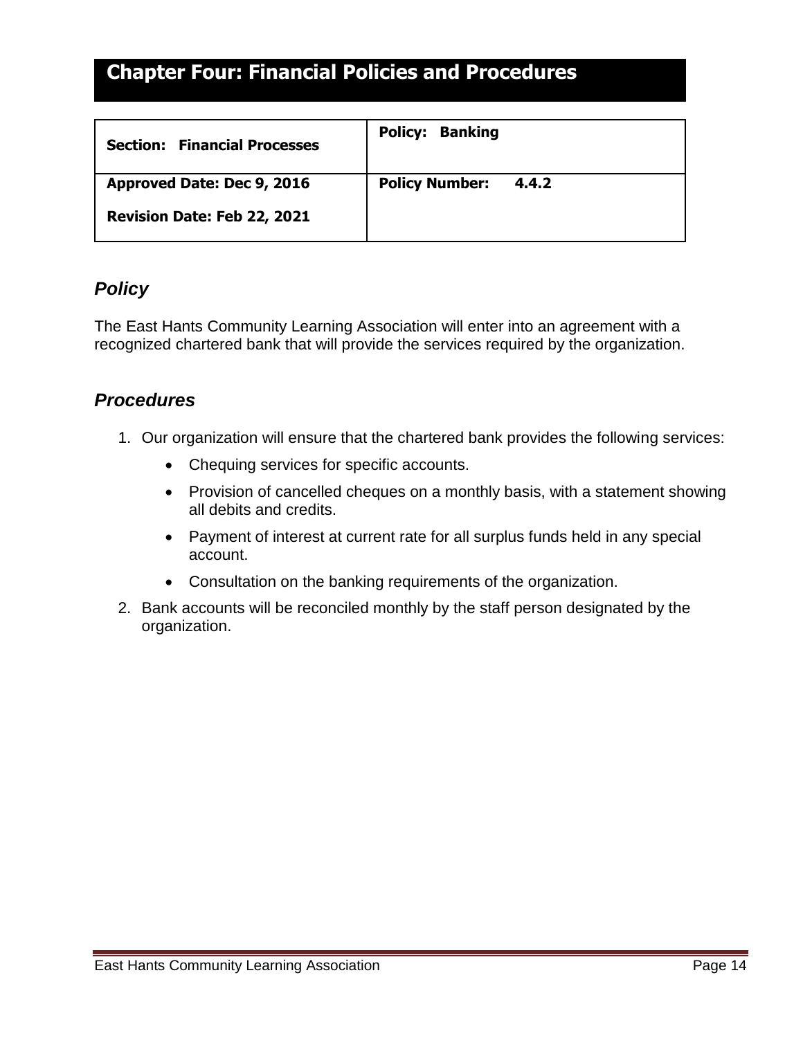# Chapter Four: Financial Policies and Procedures

| **Section: Financial Processes** | **Policy: Banking** |
| --- | --- |
| **Approved Date: Dec 9, 2016**<br>**Revision Date: Feb 22, 2021** | **Policy Number: 4.4.2** |

## *Policy*

The East Hants Community Learning Association will enter into an agreement with a recognized chartered bank that will provide the services required by the organization.

## *Procedures*

1. Our organization will ensure that the chartered bank provides the following services:
   - Chequing services for specific accounts.
   - Provision of cancelled cheques on a monthly basis, with a statement showing all debits and credits.
   - Payment of interest at current rate for all surplus funds held in any special account.
   - Consultation on the banking requirements of the organization.
2. Bank accounts will be reconciled monthly by the staff person designated by the organization.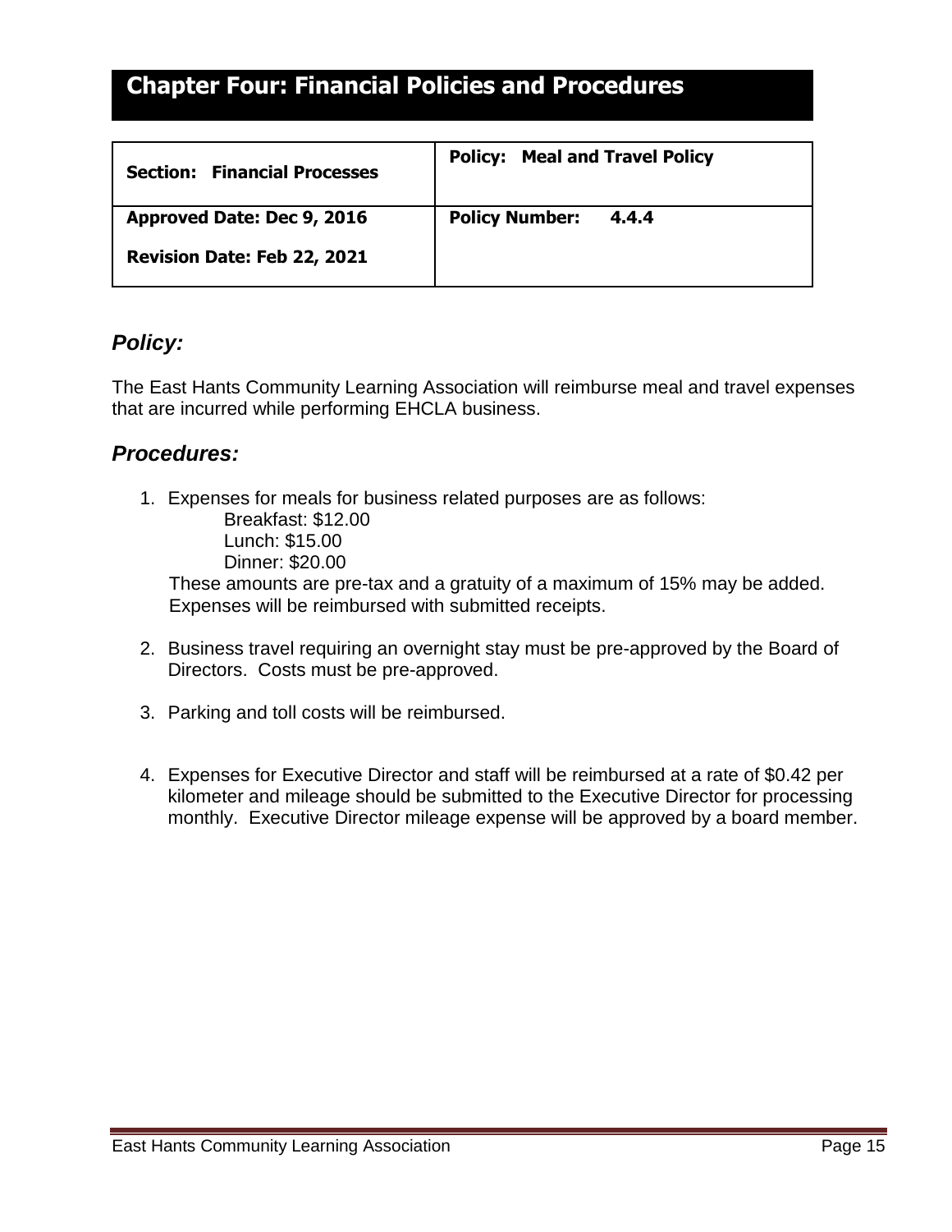# Chapter Four: Financial Policies and Procedures

| **Section: Financial Processes** | **Policy: Meal and Travel Policy** |
|---|---|
| **Approved Date: Dec 9, 2016**<br>**Revision Date: Feb 22, 2021** | **Policy Number: 4.4.4** |

## *Policy:*

The East Hants Community Learning Association will reimburse meal and travel expenses that are incurred while performing EHCLA business.

## *Procedures:*

1. Expenses for meals for business related purposes are as follows:
   Breakfast: $12.00
   Lunch: $15.00
   Dinner: $20.00
   These amounts are pre-tax and a gratuity of a maximum of 15% may be added. Expenses will be reimbursed with submitted receipts.

2. Business travel requiring an overnight stay must be pre-approved by the Board of Directors. Costs must be pre-approved.

3. Parking and toll costs will be reimbursed.

4. Expenses for Executive Director and staff will be reimbursed at a rate of $0.42 per kilometer and mileage should be submitted to the Executive Director for processing monthly. Executive Director mileage expense will be approved by a board member.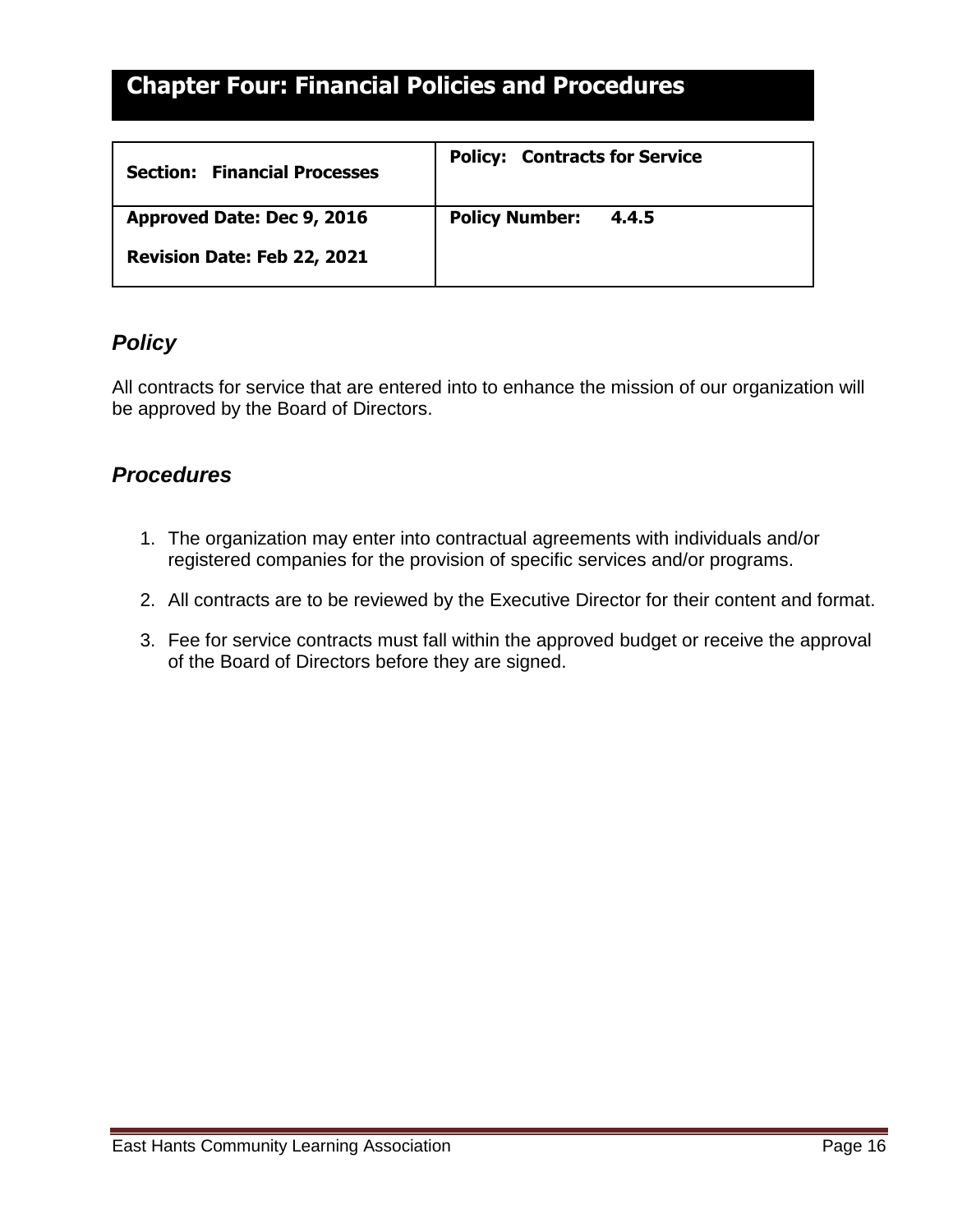# Chapter Four: Financial Policies and Procedures

| **Section: Financial Processes** | **Policy: Contracts for Service** |
|---|---|
| **Approved Date: Dec 9, 2016**<br>**Revision Date: Feb 22, 2021** | **Policy Number: 4.4.5** |

## *Policy*

All contracts for service that are entered into to enhance the mission of our organization will be approved by the Board of Directors.

## *Procedures*

1. The organization may enter into contractual agreements with individuals and/or registered companies for the provision of specific services and/or programs.
2. All contracts are to be reviewed by the Executive Director for their content and format.
3. Fee for service contracts must fall within the approved budget or receive the approval of the Board of Directors before they are signed.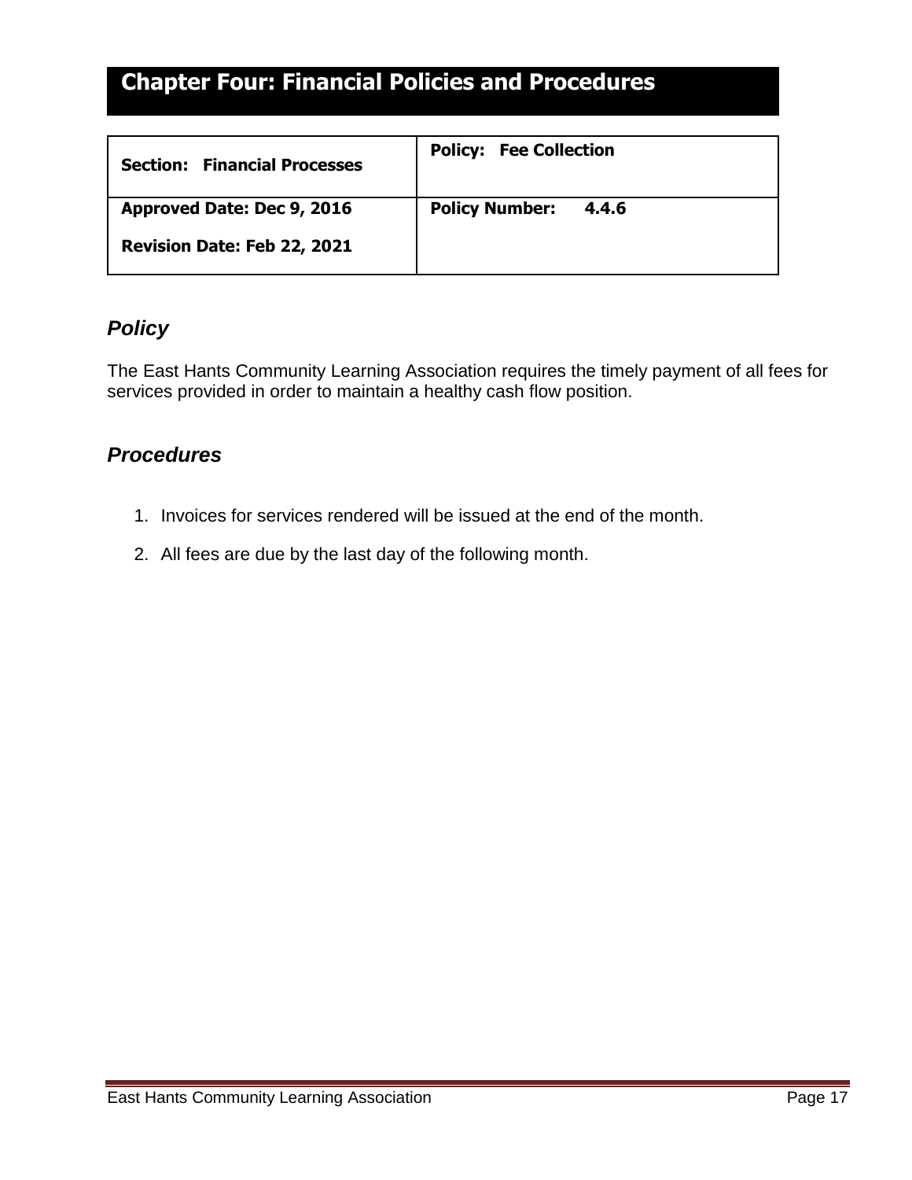# Chapter Four: Financial Policies and Procedures

| **Section: Financial Processes** | **Policy: Fee Collection** |
|---|---|
| **Approved Date: Dec 9, 2016**<br><br>**Revision Date: Feb 22, 2021** | **Policy Number: 4.4.6** |

## *Policy*

The East Hants Community Learning Association requires the timely payment of all fees for services provided in order to maintain a healthy cash flow position.

## *Procedures*

1. Invoices for services rendered will be issued at the end of the month.
2. All fees are due by the last day of the following month.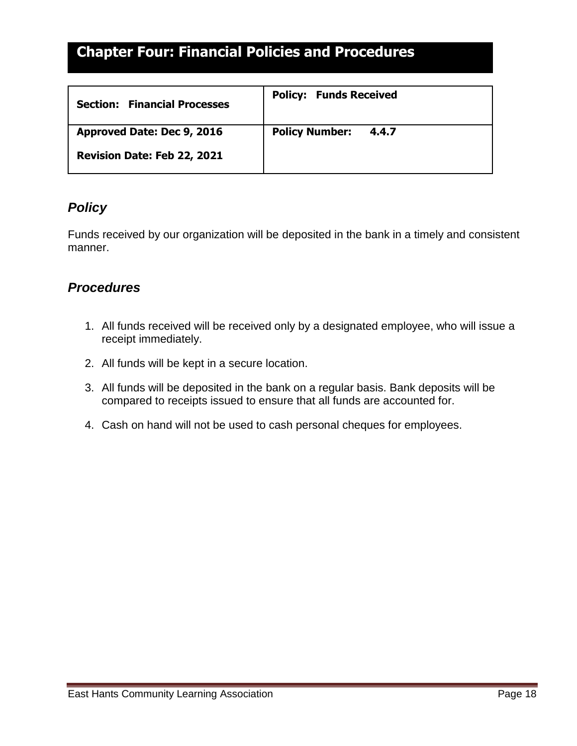# Chapter Four: Financial Policies and Procedures

| Section: Financial Processes | Policy: Funds Received |
|---|---|
| Approved Date: Dec 9, 2016<br>Revision Date: Feb 22, 2021 | Policy Number: 4.4.7 |

## *Policy*

Funds received by our organization will be deposited in the bank in a timely and consistent manner.

## *Procedures*

1. All funds received will be received only by a designated employee, who will issue a receipt immediately.
2. All funds will be kept in a secure location.
3. All funds will be deposited in the bank on a regular basis. Bank deposits will be compared to receipts issued to ensure that all funds are accounted for.
4. Cash on hand will not be used to cash personal cheques for employees.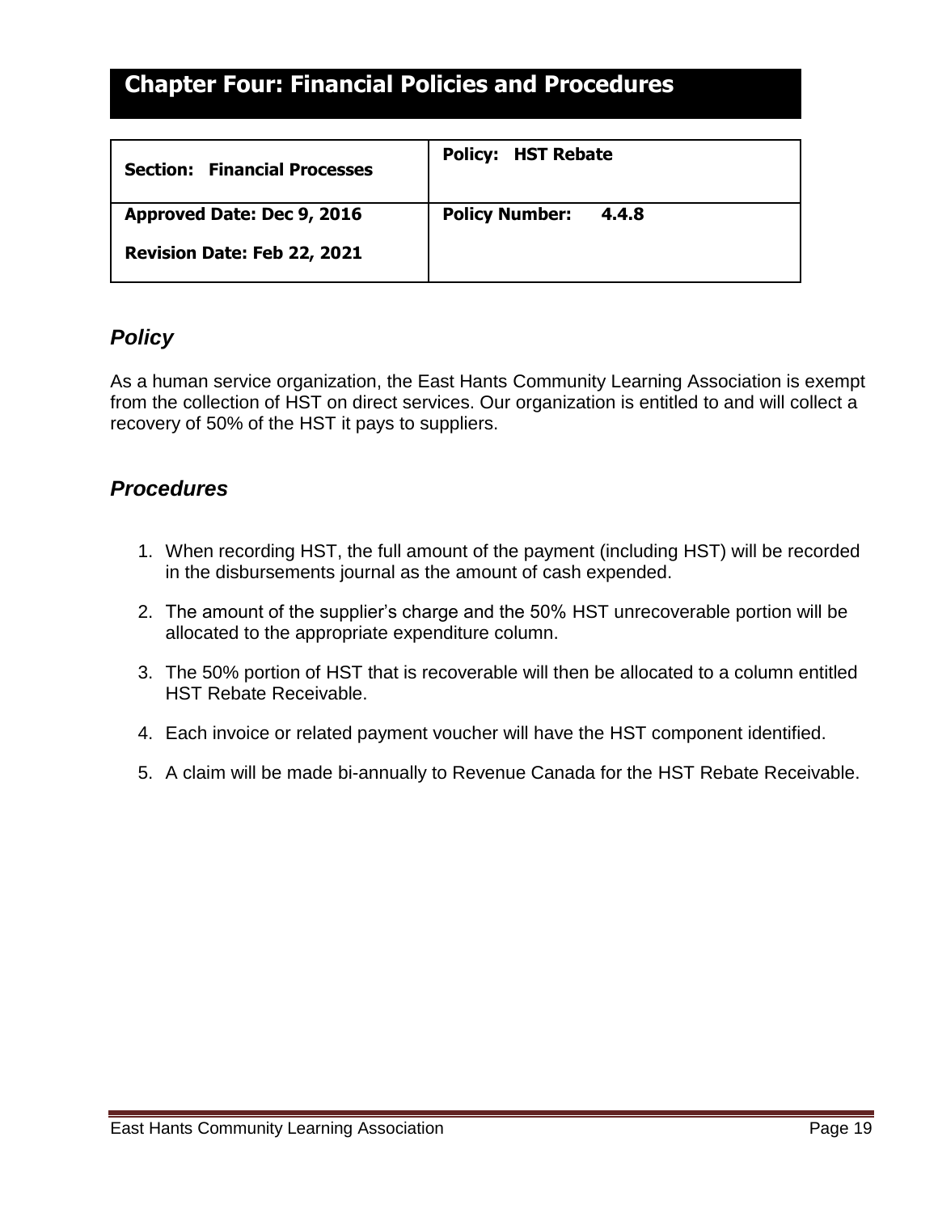# Chapter Four: Financial Policies and Procedures

| Section: Financial Processes | Policy: HST Rebate |
|---|---|
| Approved Date: Dec 9, 2016<br>Revision Date: Feb 22, 2021 | Policy Number: 4.4.8 |

## *Policy*

As a human service organization, the East Hants Community Learning Association is exempt from the collection of HST on direct services. Our organization is entitled to and will collect a recovery of 50% of the HST it pays to suppliers.

## *Procedures*

1. When recording HST, the full amount of the payment (including HST) will be recorded in the disbursements journal as the amount of cash expended.
2. The amount of the supplier's charge and the 50% HST unrecoverable portion will be allocated to the appropriate expenditure column.
3. The 50% portion of HST that is recoverable will then be allocated to a column entitled HST Rebate Receivable.
4. Each invoice or related payment voucher will have the HST component identified.
5. A claim will be made bi-annually to Revenue Canada for the HST Rebate Receivable.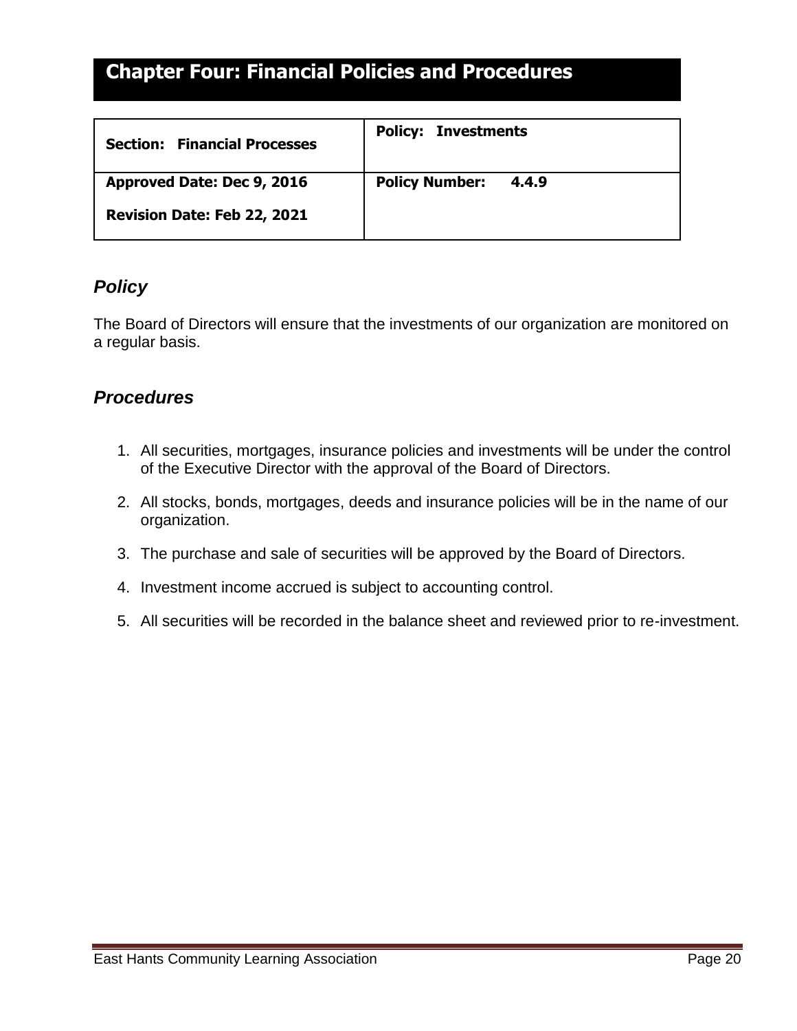# Chapter Four: Financial Policies and Procedures

| **Section: Financial Processes** | **Policy: Investments** |
| --- | --- |
| **Approved Date: Dec 9, 2016**<br>**Revision Date: Feb 22, 2021** | **Policy Number: 4.4.9** |

## *Policy*

The Board of Directors will ensure that the investments of our organization are monitored on a regular basis.

## *Procedures*

1. All securities, mortgages, insurance policies and investments will be under the control of the Executive Director with the approval of the Board of Directors.
2. All stocks, bonds, mortgages, deeds and insurance policies will be in the name of our organization.
3. The purchase and sale of securities will be approved by the Board of Directors.
4. Investment income accrued is subject to accounting control.
5. All securities will be recorded in the balance sheet and reviewed prior to re-investment.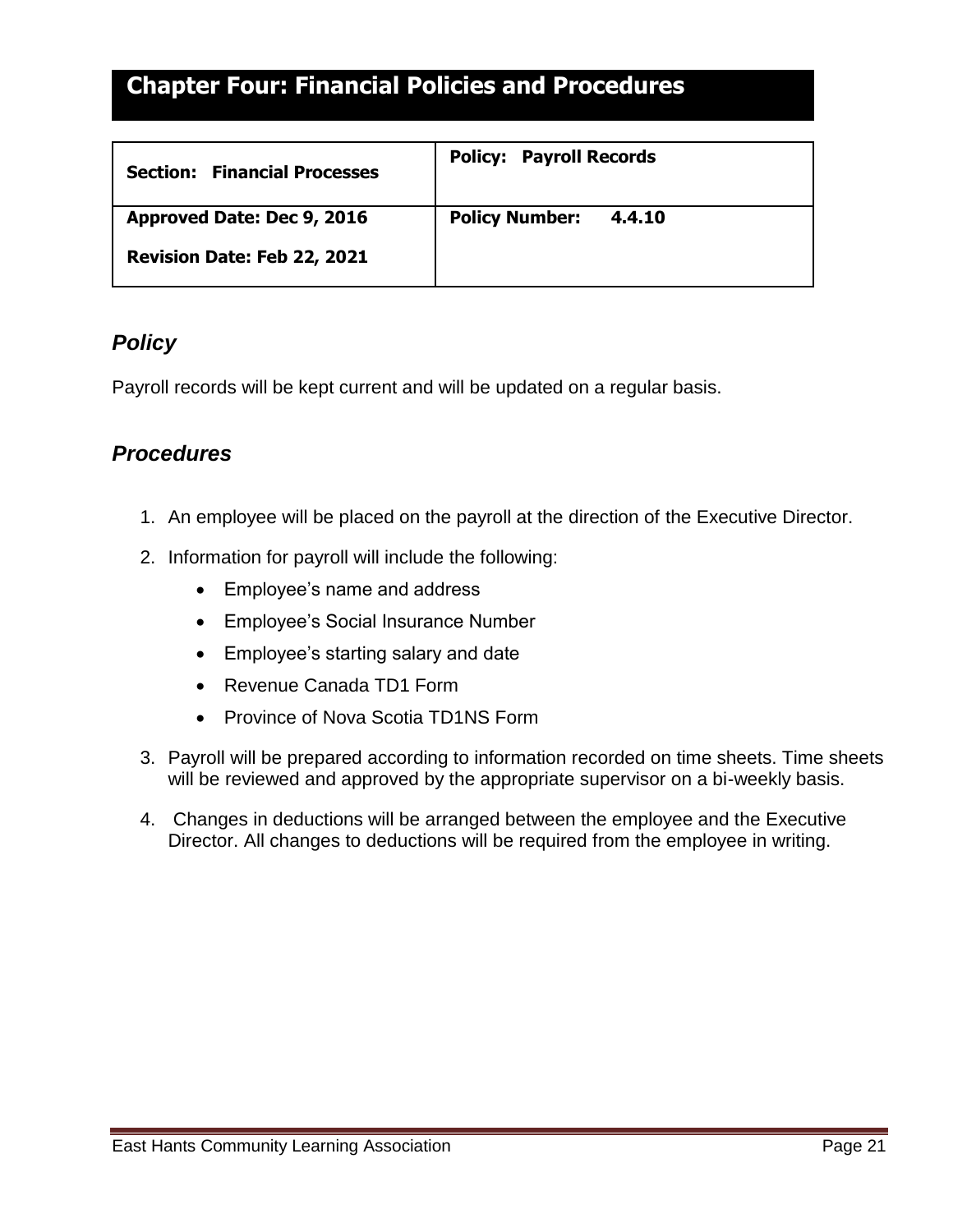# Chapter Four: Financial Policies and Procedures

| **Section: Financial Processes** | **Policy: Payroll Records** |
|---|---|
| **Approved Date: Dec 9, 2016**<br>**Revision Date: Feb 22, 2021** | **Policy Number: 4.4.10** |

## *Policy*

Payroll records will be kept current and will be updated on a regular basis.

## *Procedures*

1. An employee will be placed on the payroll at the direction of the Executive Director.
2. Information for payroll will include the following:
    - Employee's name and address
    - Employee's Social Insurance Number
    - Employee's starting salary and date
    - Revenue Canada TD1 Form
    - Province of Nova Scotia TD1NS Form
3. Payroll will be prepared according to information recorded on time sheets. Time sheets will be reviewed and approved by the appropriate supervisor on a bi-weekly basis.
4. Changes in deductions will be arranged between the employee and the Executive Director. All changes to deductions will be required from the employee in writing.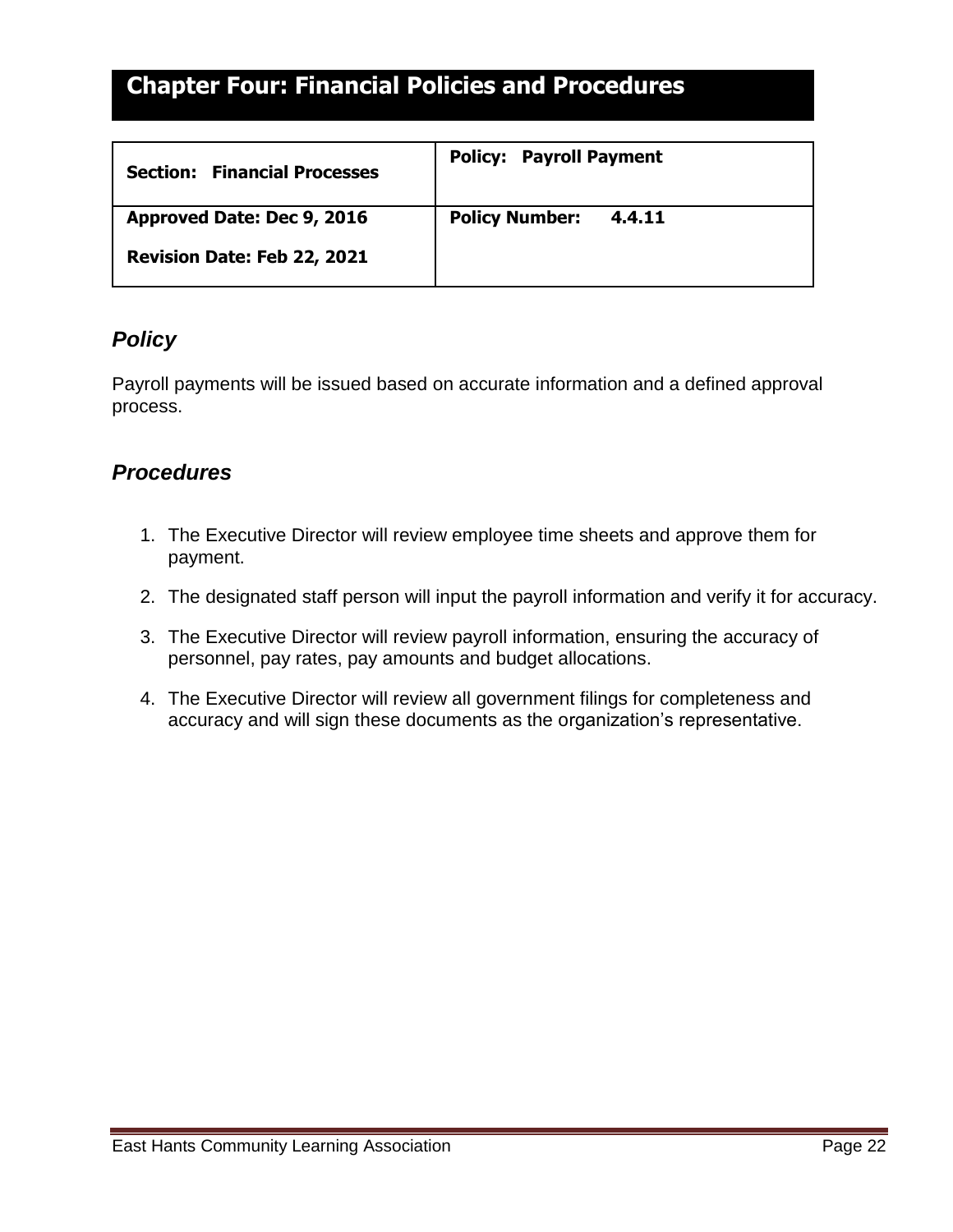# Chapter Four: Financial Policies and Procedures

| **Section: Financial Processes** | **Policy: Payroll Payment** |
|---|---|
| **Approved Date: Dec 9, 2016**<br>**Revision Date: Feb 22, 2021** | **Policy Number: 4.4.11** |

## *Policy*

Payroll payments will be issued based on accurate information and a defined approval process.

## *Procedures*

1. The Executive Director will review employee time sheets and approve them for payment.
2. The designated staff person will input the payroll information and verify it for accuracy.
3. The Executive Director will review payroll information, ensuring the accuracy of personnel, pay rates, pay amounts and budget allocations.
4. The Executive Director will review all government filings for completeness and accuracy and will sign these documents as the organization's representative.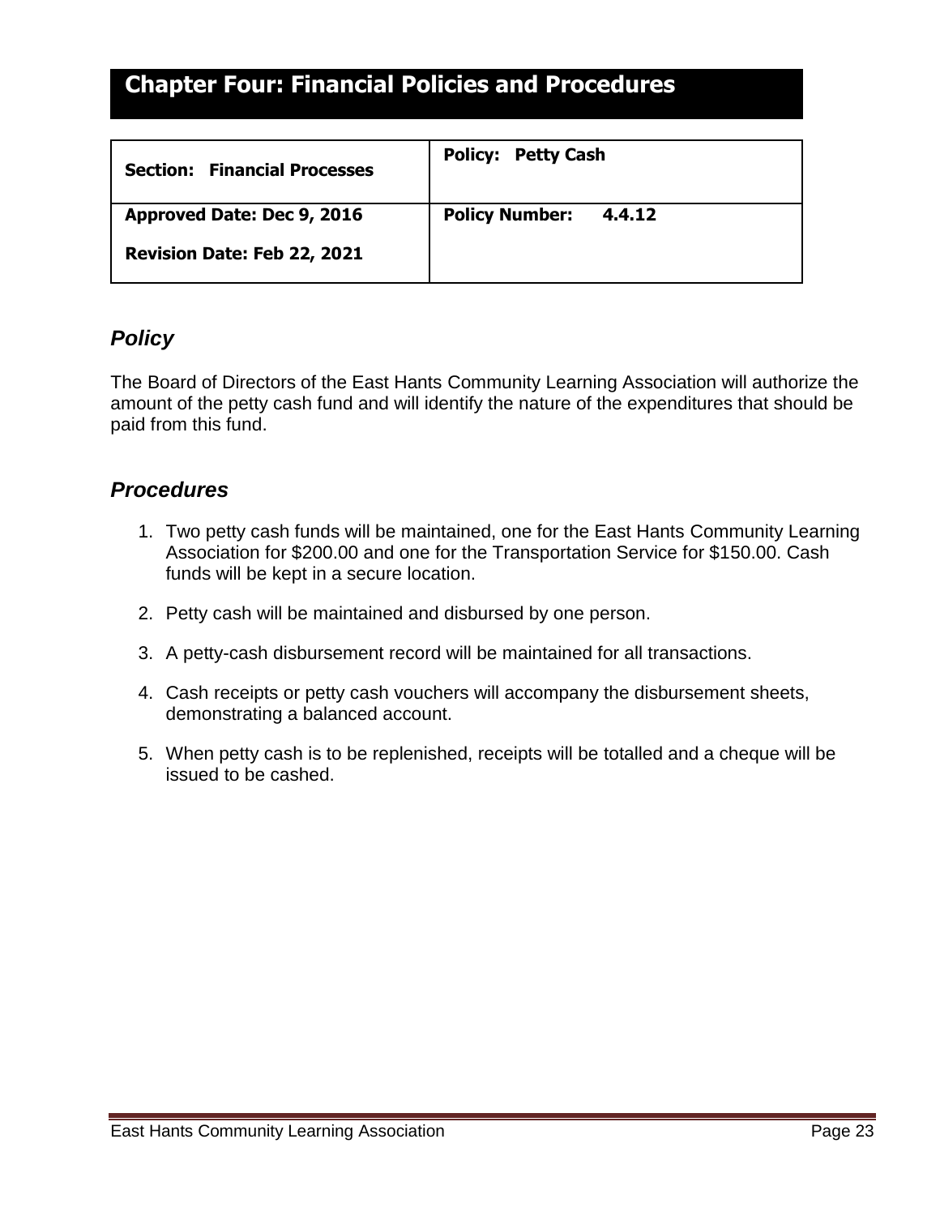# Chapter Four: Financial Policies and Procedures

| **Section: Financial Processes** | **Policy: Petty Cash** |
| --- | --- |
| **Approved Date: Dec 9, 2016**<br><br>**Revision Date: Feb 22, 2021** | **Policy Number: 4.4.12** |

## *Policy*

The Board of Directors of the East Hants Community Learning Association will authorize the amount of the petty cash fund and will identify the nature of the expenditures that should be paid from this fund.

## *Procedures*

1. Two petty cash funds will be maintained, one for the East Hants Community Learning Association for $200.00 and one for the Transportation Service for $150.00. Cash funds will be kept in a secure location.
2. Petty cash will be maintained and disbursed by one person.
3. A petty-cash disbursement record will be maintained for all transactions.
4. Cash receipts or petty cash vouchers will accompany the disbursement sheets, demonstrating a balanced account.
5. When petty cash is to be replenished, receipts will be totalled and a cheque will be issued to be cashed.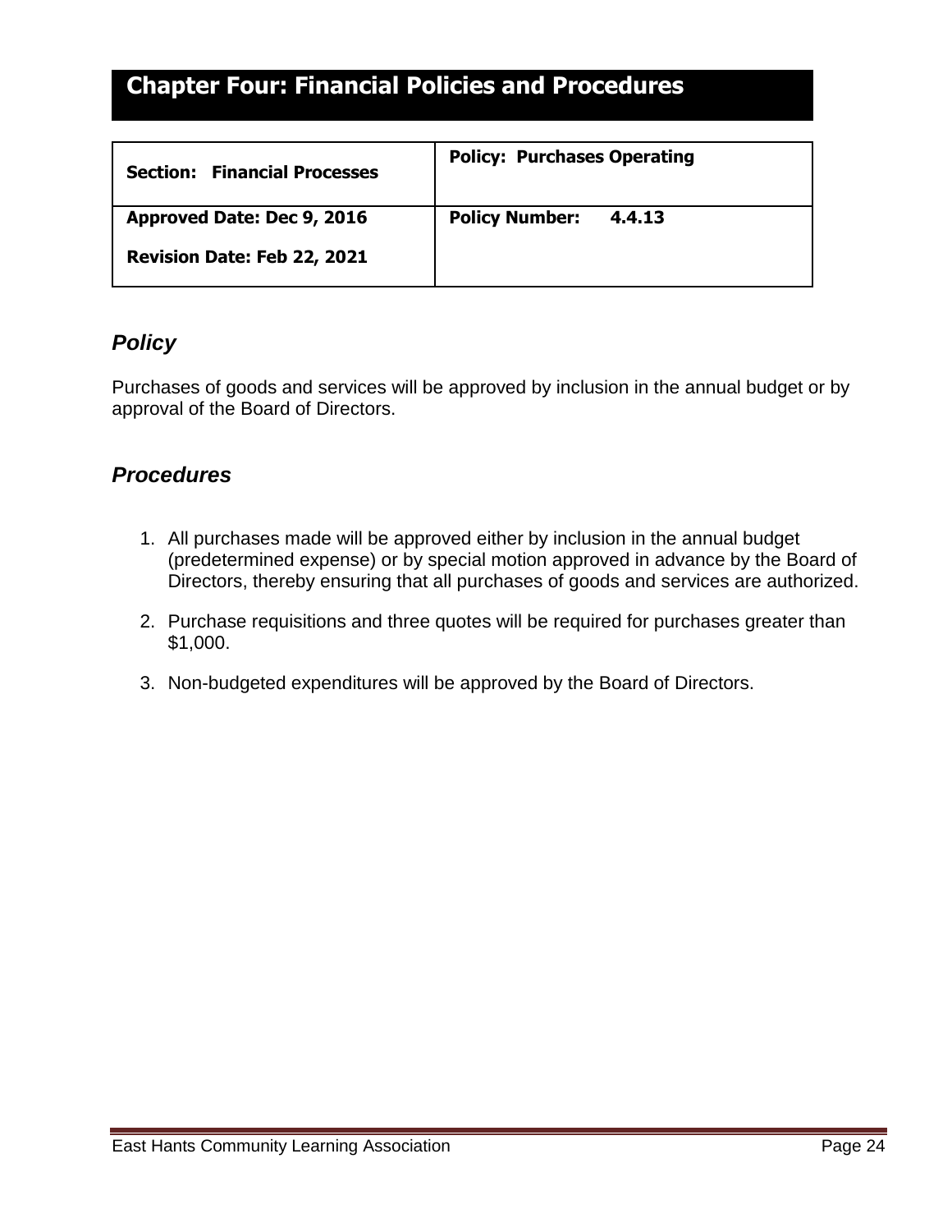# Chapter Four: Financial Policies and Procedures

| **Section: Financial Processes** | **Policy: Purchases Operating** |
|---|---|
| **Approved Date: Dec 9, 2016**<br>**Revision Date: Feb 22, 2021** | **Policy Number: 4.4.13** |

## *Policy*

Purchases of goods and services will be approved by inclusion in the annual budget or by approval of the Board of Directors.

## *Procedures*

1. All purchases made will be approved either by inclusion in the annual budget (predetermined expense) or by special motion approved in advance by the Board of Directors, thereby ensuring that all purchases of goods and services are authorized.

2. Purchase requisitions and three quotes will be required for purchases greater than $1,000.

3. Non-budgeted expenditures will be approved by the Board of Directors.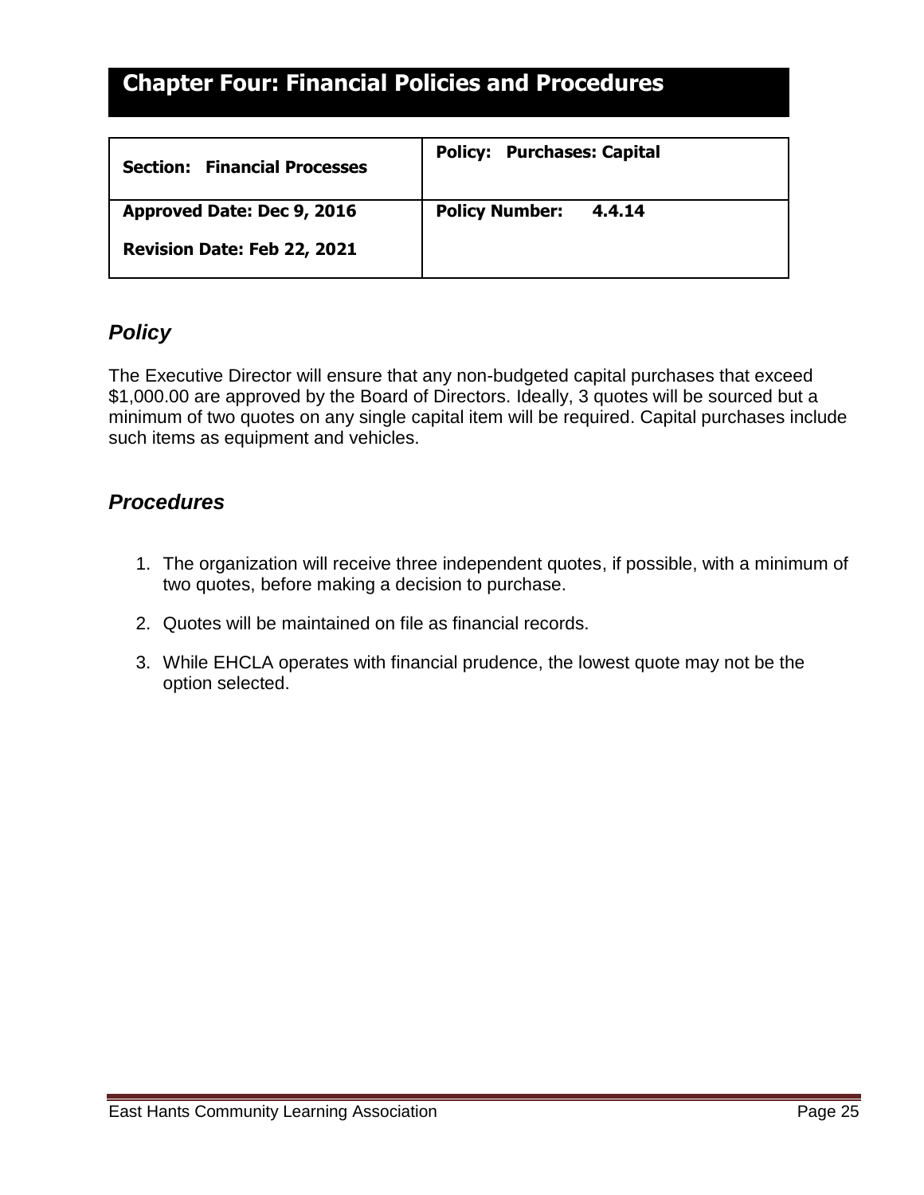# Chapter Four: Financial Policies and Procedures

| **Section: Financial Processes** | **Policy: Purchases: Capital** |
|---|---|
| **Approved Date: Dec 9, 2016**<br>**Revision Date: Feb 22, 2021** | **Policy Number: 4.4.14** |

## *Policy*

The Executive Director will ensure that any non-budgeted capital purchases that exceed $1,000.00 are approved by the Board of Directors. Ideally, 3 quotes will be sourced but a minimum of two quotes on any single capital item will be required. Capital purchases include such items as equipment and vehicles.

## *Procedures*

1. The organization will receive three independent quotes, if possible, with a minimum of two quotes, before making a decision to purchase.
2. Quotes will be maintained on file as financial records.
3. While EHCLA operates with financial prudence, the lowest quote may not be the option selected.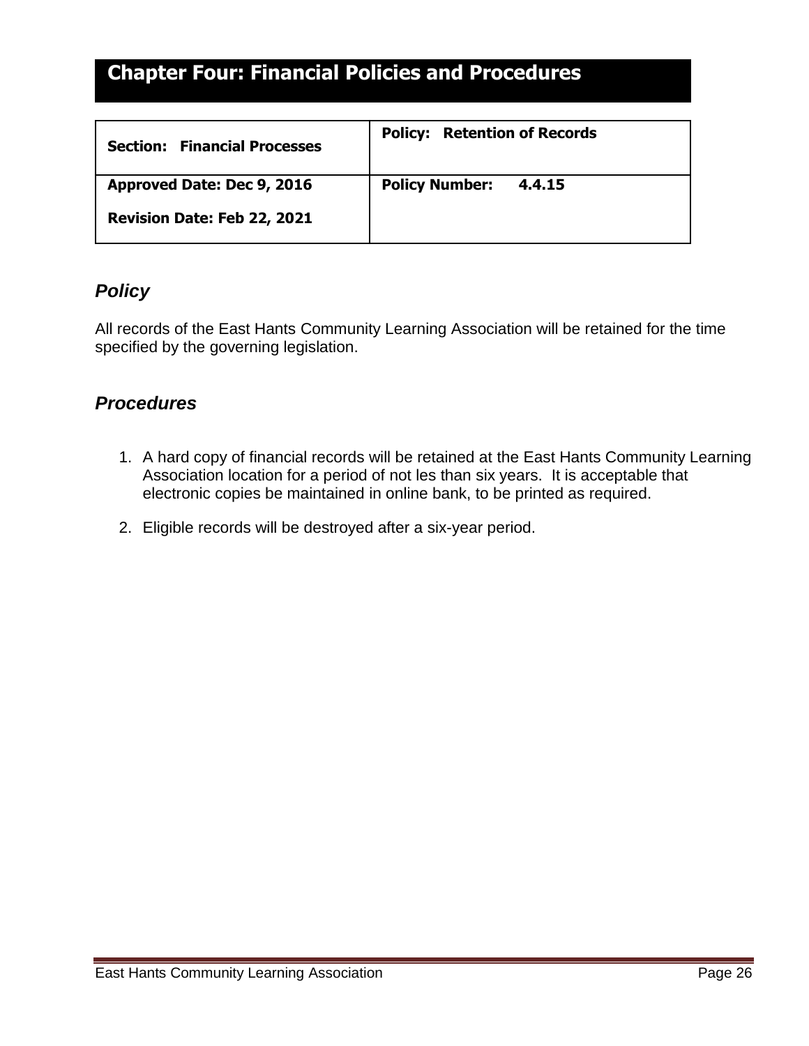# Chapter Four: Financial Policies and Procedures

| **Section: Financial Processes** | **Policy: Retention of Records** |
|---|---|
| **Approved Date: Dec 9, 2016**<br><br>**Revision Date: Feb 22, 2021** | **Policy Number: 4.4.15** |

## *Policy*

All records of the East Hants Community Learning Association will be retained for the time specified by the governing legislation.

## *Procedures*

1. A hard copy of financial records will be retained at the East Hants Community Learning Association location for a period of not les than six years. It is acceptable that electronic copies be maintained in online bank, to be printed as required.

2. Eligible records will be destroyed after a six-year period.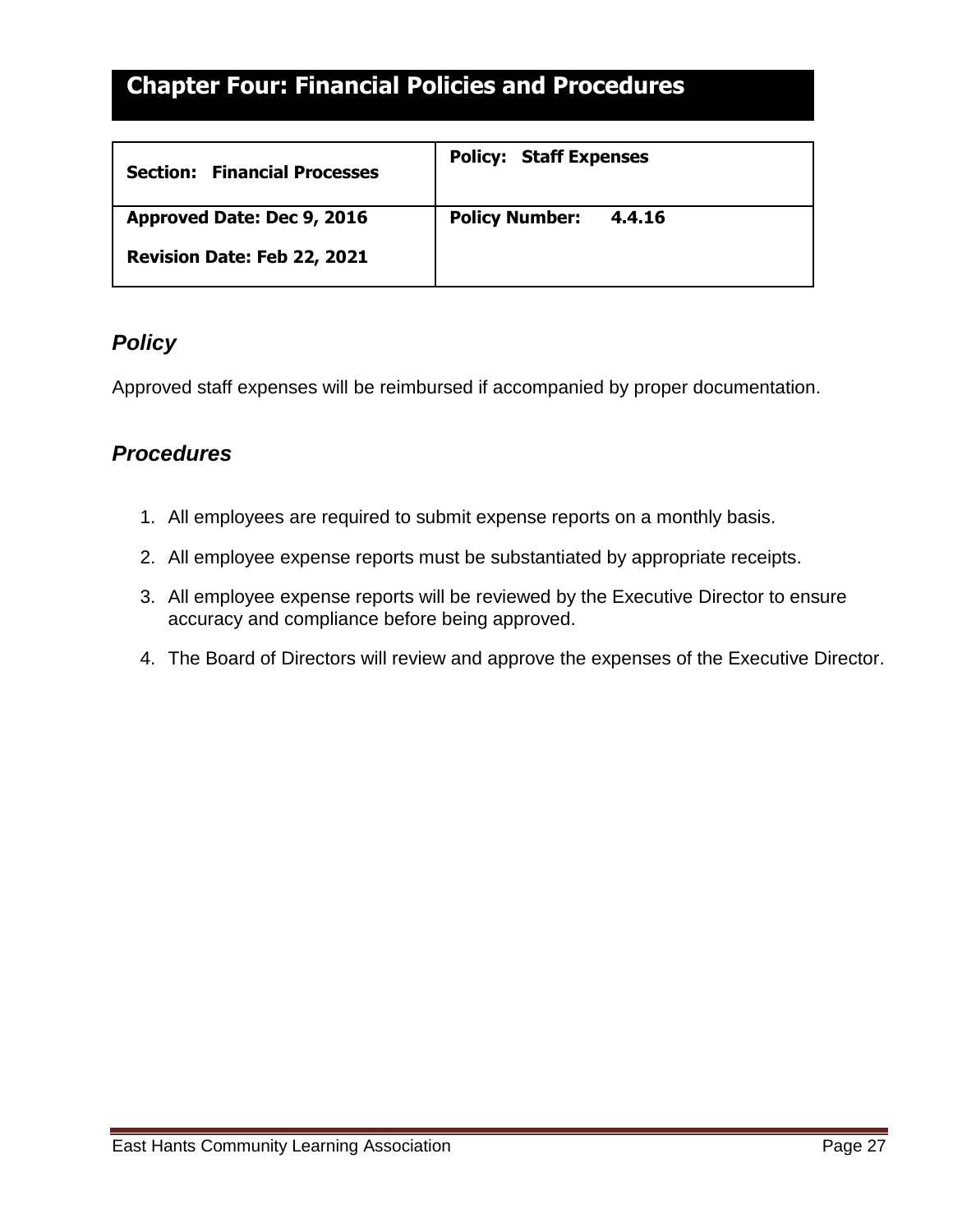# Chapter Four: Financial Policies and Procedures

| | |
|---|---|
| **Section: Financial Processes** | **Policy: Staff Expenses** |
| **Approved Date: Dec 9, 2016**<br>**Revision Date: Feb 22, 2021** | **Policy Number: 4.4.16** |

## *Policy*

Approved staff expenses will be reimbursed if accompanied by proper documentation.

## *Procedures*

1. All employees are required to submit expense reports on a monthly basis.
2. All employee expense reports must be substantiated by appropriate receipts.
3. All employee expense reports will be reviewed by the Executive Director to ensure accuracy and compliance before being approved.
4. The Board of Directors will review and approve the expenses of the Executive Director.